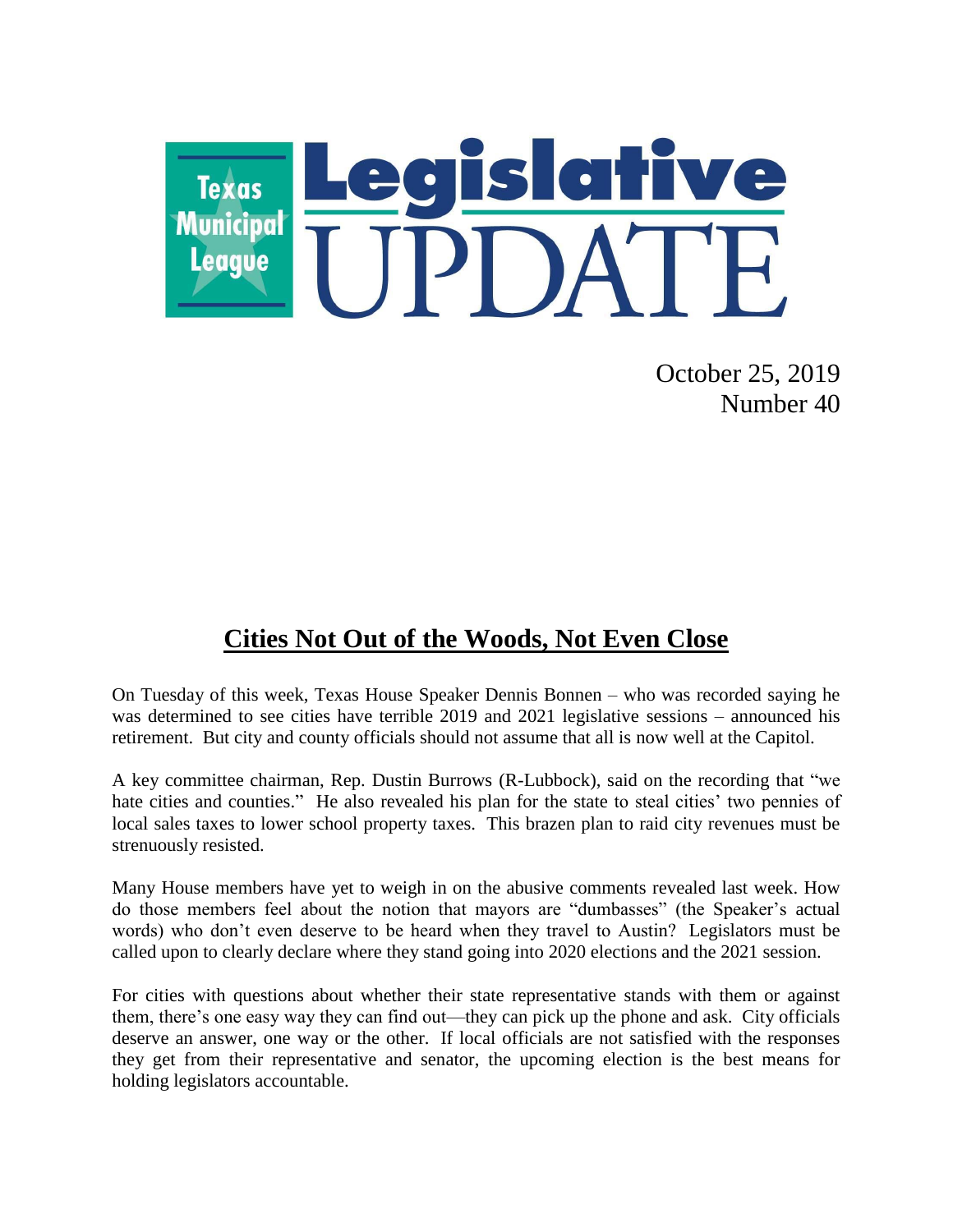# Texas Municipal League Legislative UPDATE

October 25, 2019
Number 40

## Cities Not Out of the Woods, Not Even Close

On Tuesday of this week, Texas House Speaker Dennis Bonnen – who was recorded saying he was determined to see cities have terrible 2019 and 2021 legislative sessions – announced his retirement. But city and county officials should not assume that all is now well at the Capitol.

A key committee chairman, Rep. Dustin Burrows (R-Lubbock), said on the recording that "we hate cities and counties." He also revealed his plan for the state to steal cities' two pennies of local sales taxes to lower school property taxes. This brazen plan to raid city revenues must be strenuously resisted.

Many House members have yet to weigh in on the abusive comments revealed last week. How do those members feel about the notion that mayors are "dumbasses" (the Speaker's actual words) who don't even deserve to be heard when they travel to Austin? Legislators must be called upon to clearly declare where they stand going into 2020 elections and the 2021 session.

For cities with questions about whether their state representative stands with them or against them, there's one easy way they can find out—they can pick up the phone and ask. City officials deserve an answer, one way or the other. If local officials are not satisfied with the responses they get from their representative and senator, the upcoming election is the best means for holding legislators accountable.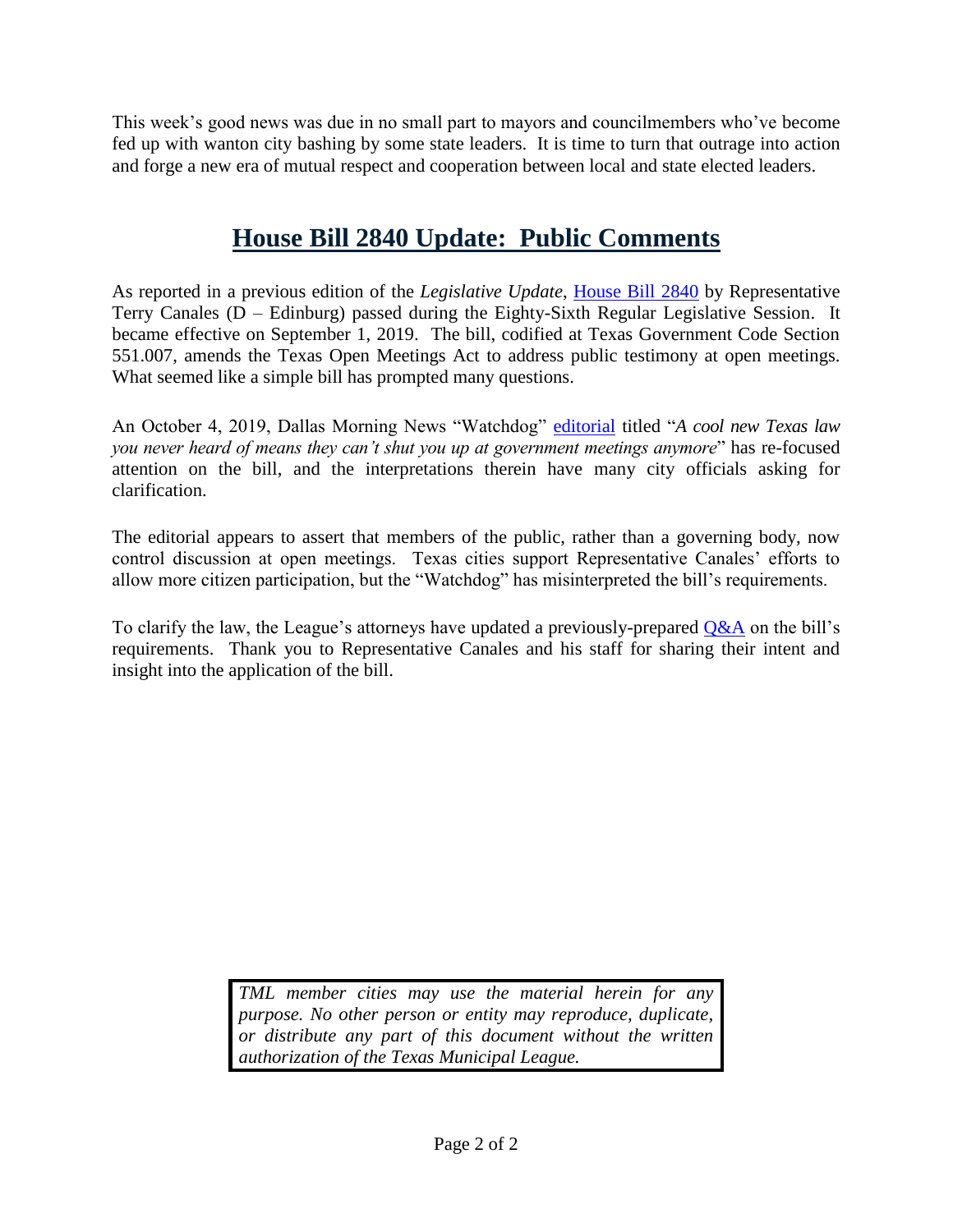This week's good news was due in no small part to mayors and councilmembers who've become fed up with wanton city bashing by some state leaders. It is time to turn that outrage into action and forge a new era of mutual respect and cooperation between local and state elected leaders.

## House Bill 2840 Update: Public Comments

As reported in a previous edition of the *Legislative Update*, House Bill 2840 by Representative Terry Canales (D – Edinburg) passed during the Eighty-Sixth Regular Legislative Session. It became effective on September 1, 2019. The bill, codified at Texas Government Code Section 551.007, amends the Texas Open Meetings Act to address public testimony at open meetings. What seemed like a simple bill has prompted many questions.

An October 4, 2019, Dallas Morning News "Watchdog" editorial titled "*A cool new Texas law you never heard of means they can't shut you up at government meetings anymore*" has re-focused attention on the bill, and the interpretations therein have many city officials asking for clarification.

The editorial appears to assert that members of the public, rather than a governing body, now control discussion at open meetings. Texas cities support Representative Canales' efforts to allow more citizen participation, but the "Watchdog" has misinterpreted the bill's requirements.

To clarify the law, the League's attorneys have updated a previously-prepared Q&A on the bill's requirements. Thank you to Representative Canales and his staff for sharing their intent and insight into the application of the bill.

*TML member cities may use the material herein for any purpose. No other person or entity may reproduce, duplicate, or distribute any part of this document without the written authorization of the Texas Municipal League.*